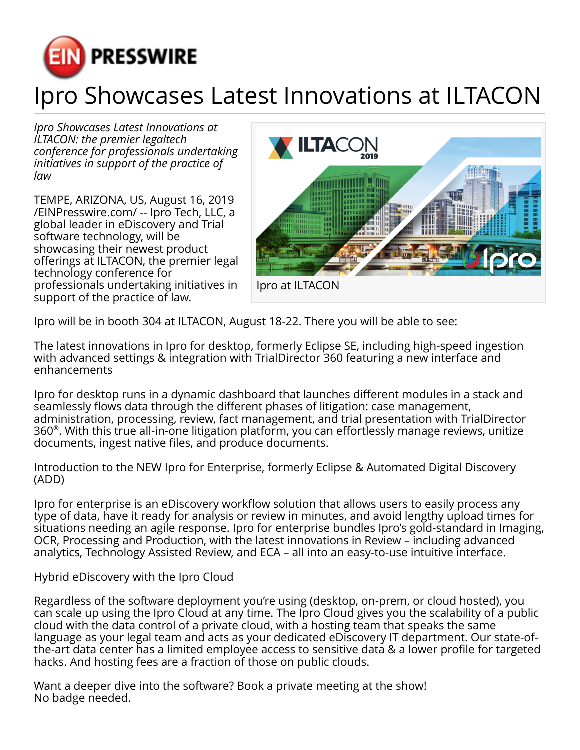# Ipro Showcases Latest Innovations at ILTACON

*Ipro Showcases Latest Innovations at ILTACON: the premier legaltech conference for professionals undertaking initiatives in support of the practice of law*

TEMPE, ARIZONA, US, August 16, 2019 /EINPresswire.com/ -- Ipro Tech, LLC, a global leader in eDiscovery and Trial software technology, will be showcasing their newest product offerings at ILTACON, the premier legal technology conference for professionals undertaking initiatives in support of the practice of law.

Ipro at ILTACON

Ipro will be in booth 304 at ILTACON, August 18-22. There you will be able to see:

The latest innovations in Ipro for desktop, formerly Eclipse SE, including high-speed ingestion with advanced settings & integration with TrialDirector 360 featuring a new interface and enhancements

Ipro for desktop runs in a dynamic dashboard that launches different modules in a stack and seamlessly flows data through the different phases of litigation: case management, administration, processing, review, fact management, and trial presentation with TrialDirector 360®. With this true all-in-one litigation platform, you can effortlessly manage reviews, unitize documents, ingest native files, and produce documents.

Introduction to the NEW Ipro for Enterprise, formerly Eclipse & Automated Digital Discovery (ADD)

Ipro for enterprise is an eDiscovery workflow solution that allows users to easily process any type of data, have it ready for analysis or review in minutes, and avoid lengthy upload times for situations needing an agile response. Ipro for enterprise bundles Ipro's gold-standard in Imaging, OCR, Processing and Production, with the latest innovations in Review – including advanced analytics, Technology Assisted Review, and ECA – all into an easy-to-use intuitive interface.

Hybrid eDiscovery with the Ipro Cloud

Regardless of the software deployment you're using (desktop, on-prem, or cloud hosted), you can scale up using the Ipro Cloud at any time. The Ipro Cloud gives you the scalability of a public cloud with the data control of a private cloud, with a hosting team that speaks the same language as your legal team and acts as your dedicated eDiscovery IT department. Our state-of-the-art data center has a limited employee access to sensitive data & a lower profile for targeted hacks. And hosting fees are a fraction of those on public clouds.

Want a deeper dive into the software? Book a private meeting at the show!
No badge needed.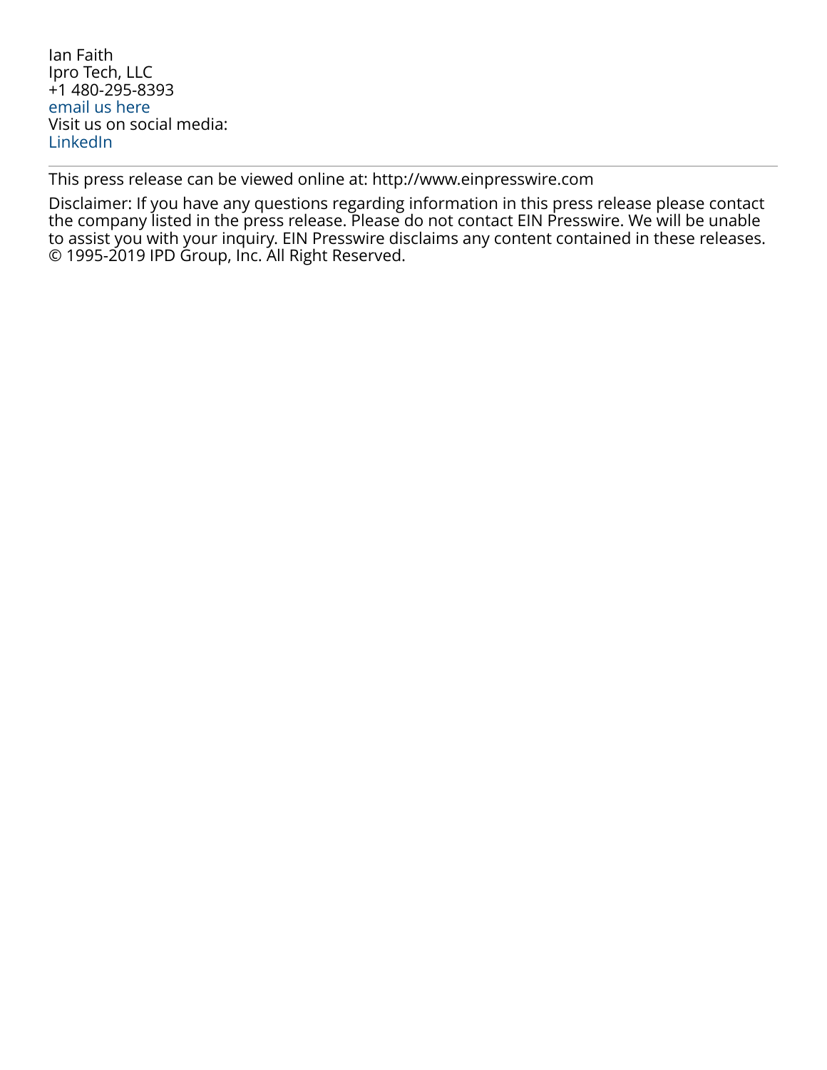Ian Faith
Ipro Tech, LLC
+1 480-295-8393
email us here
Visit us on social media:
LinkedIn

---

This press release can be viewed online at: http://www.einpresswire.com

Disclaimer: If you have any questions regarding information in this press release please contact the company listed in the press release. Please do not contact EIN Presswire. We will be unable to assist you with your inquiry. EIN Presswire disclaims any content contained in these releases. © 1995-2019 IPD Group, Inc. All Right Reserved.